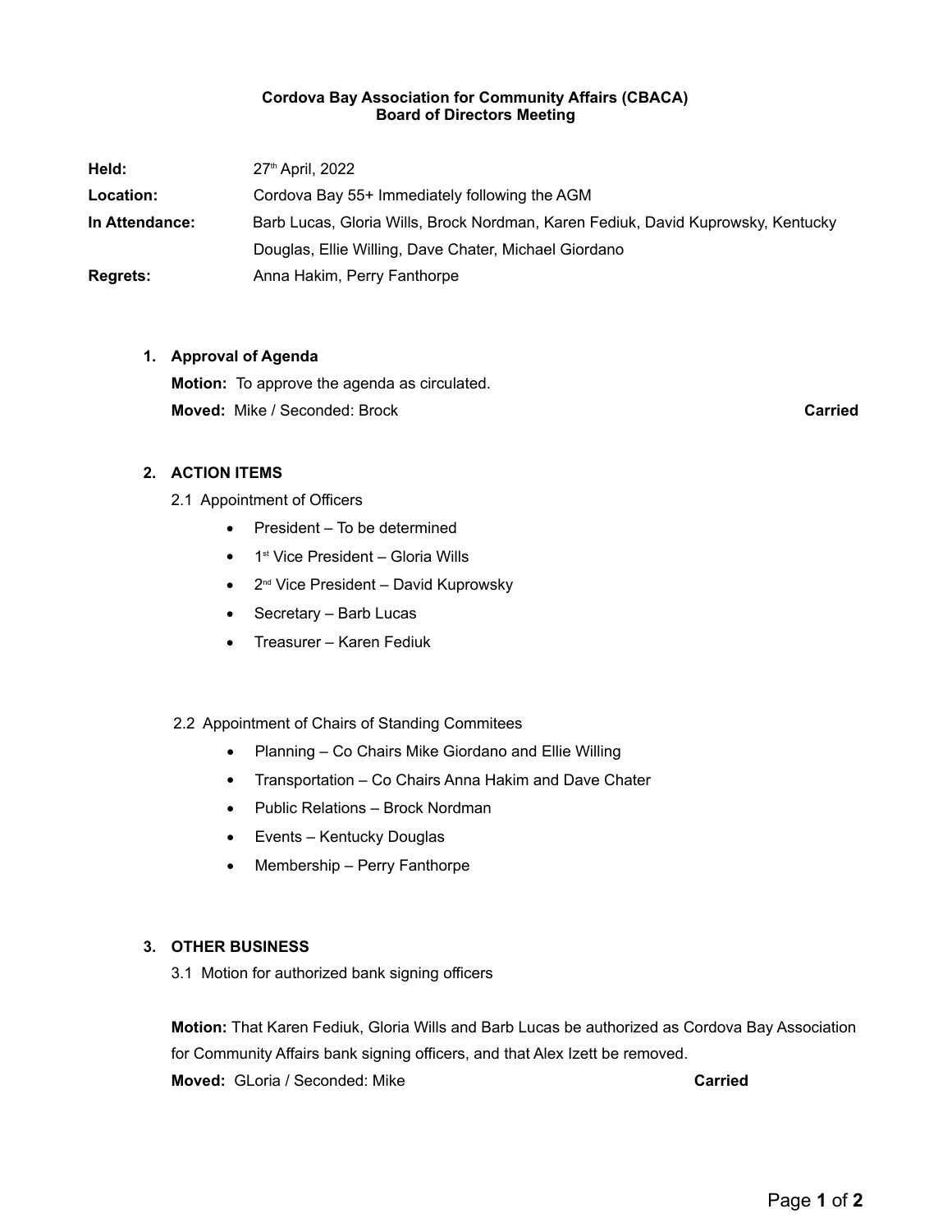**Cordova Bay Association for Community Affairs (CBACA)**
**Board of Directors Meeting**

**Held:** 27th April, 2022

**Location:** Cordova Bay 55+ Immediately following the AGM

**In Attendance:** Barb Lucas, Gloria Wills, Brock Nordman, Karen Fediuk, David Kuprowsky, Kentucky Douglas, Ellie Willing, Dave Chater, Michael Giordano

**Regrets:** Anna Hakim, Perry Fanthorpe

1. **Approval of Agenda**

   **Motion:** To approve the agenda as circulated.

   **Moved:** Mike / Seconded: Brock **Carried**

2. **ACTION ITEMS**

   2.1 Appointment of Officers

   - President – To be determined
   - 1st Vice President – Gloria Wills
   - 2nd Vice President – David Kuprowsky
   - Secretary – Barb Lucas
   - Treasurer – Karen Fediuk

   2.2 Appointment of Chairs of Standing Commitees

   - Planning – Co Chairs Mike Giordano and Ellie Willing
   - Transportation – Co Chairs Anna Hakim and Dave Chater
   - Public Relations – Brock Nordman
   - Events – Kentucky Douglas
   - Membership – Perry Fanthorpe

3. **OTHER BUSINESS**

   3.1 Motion for authorized bank signing officers

   **Motion:** That Karen Fediuk, Gloria Wills and Barb Lucas be authorized as Cordova Bay Association for Community Affairs bank signing officers, and that Alex Izett be removed.

   **Moved:** GLoria / Seconded: Mike **Carried**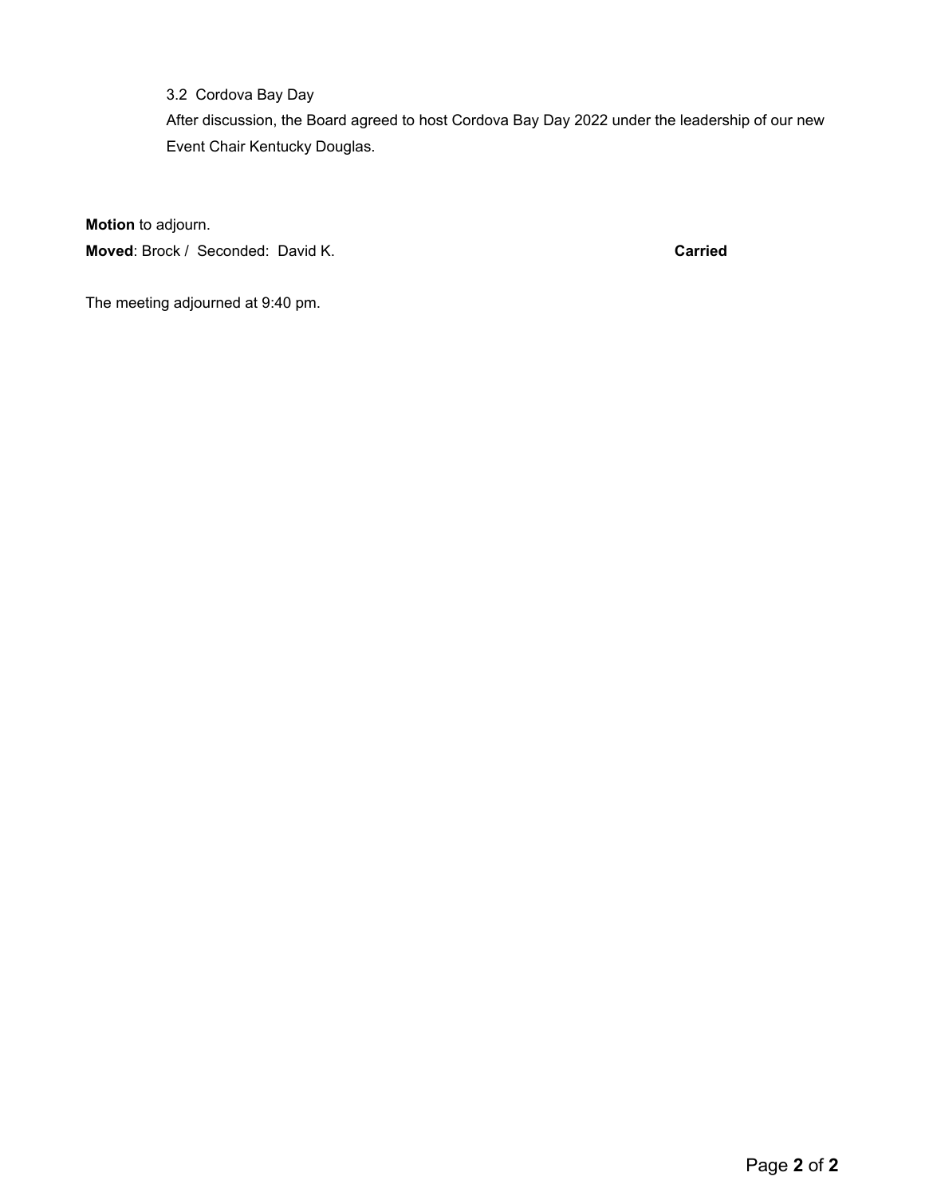3.2 Cordova Bay Day

After discussion, the Board agreed to host Cordova Bay Day 2022 under the leadership of our new Event Chair Kentucky Douglas.

**Motion** to adjourn.

**Moved**: Brock / Seconded: David K. **Carried**

The meeting adjourned at 9:40 pm.